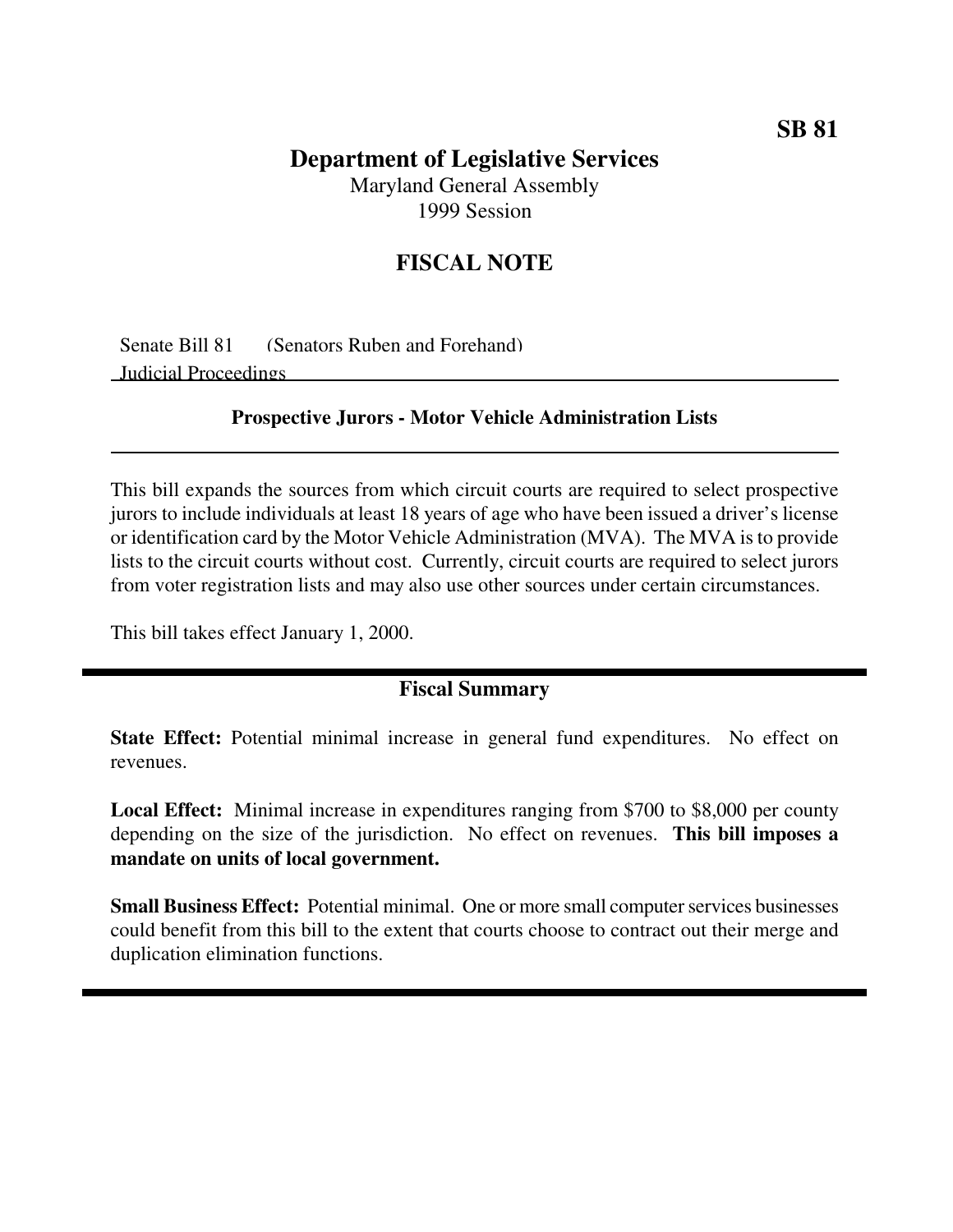**SB 81**

# Department of Legislative Services

Maryland General Assembly
1999 Session

## FISCAL NOTE

Senate Bill 81 (Senators Ruben and Forehand)
Judicial Proceedings

### Prospective Jurors - Motor Vehicle Administration Lists

This bill expands the sources from which circuit courts are required to select prospective jurors to include individuals at least 18 years of age who have been issued a driver's license or identification card by the Motor Vehicle Administration (MVA). The MVA is to provide lists to the circuit courts without cost. Currently, circuit courts are required to select jurors from voter registration lists and may also use other sources under certain circumstances.

This bill takes effect January 1, 2000.

### Fiscal Summary

**State Effect:** Potential minimal increase in general fund expenditures. No effect on revenues.

**Local Effect:** Minimal increase in expenditures ranging from $700 to $8,000 per county depending on the size of the jurisdiction. No effect on revenues. **This bill imposes a mandate on units of local government.**

**Small Business Effect:** Potential minimal. One or more small computer services businesses could benefit from this bill to the extent that courts choose to contract out their merge and duplication elimination functions.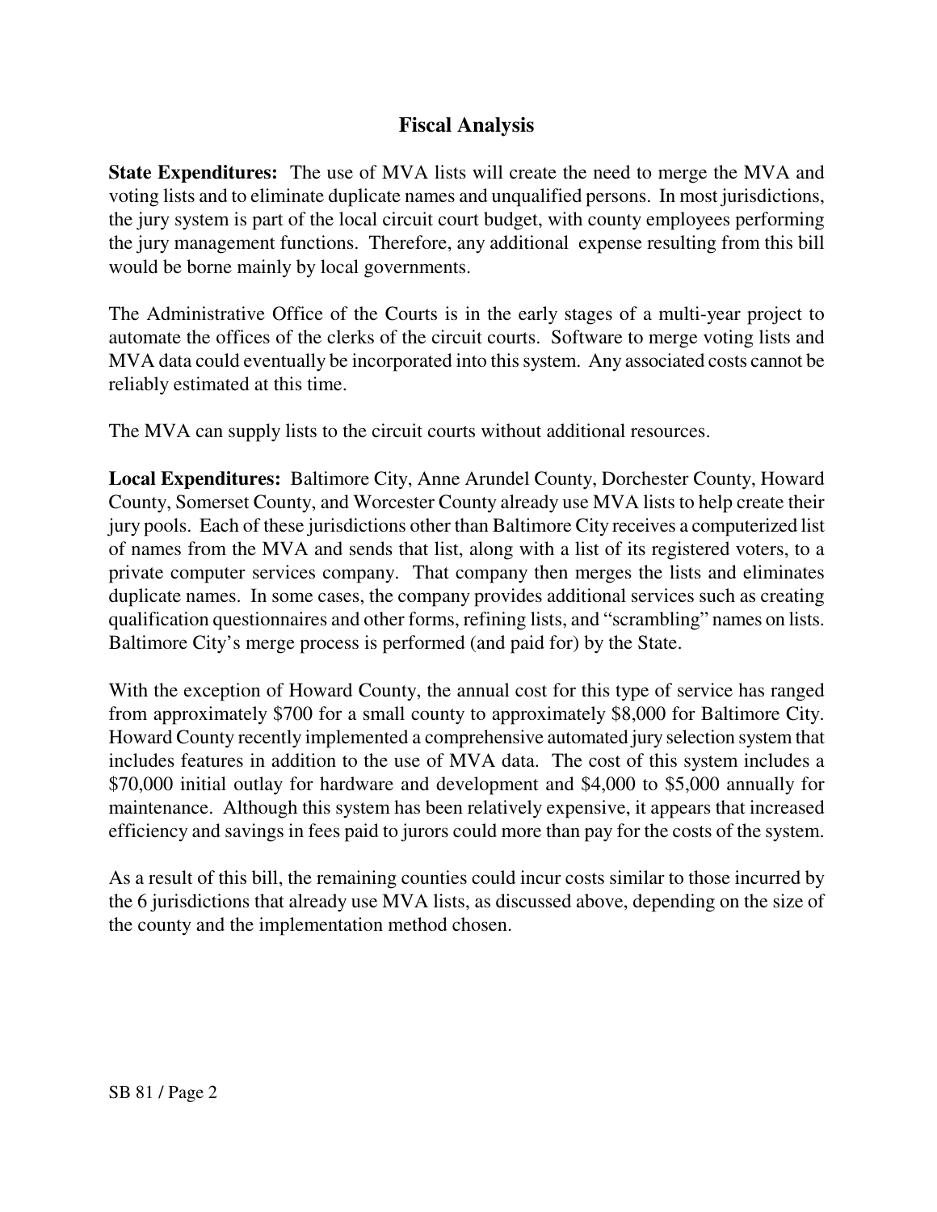## Fiscal Analysis

**State Expenditures:** The use of MVA lists will create the need to merge the MVA and voting lists and to eliminate duplicate names and unqualified persons. In most jurisdictions, the jury system is part of the local circuit court budget, with county employees performing the jury management functions. Therefore, any additional expense resulting from this bill would be borne mainly by local governments.

The Administrative Office of the Courts is in the early stages of a multi-year project to automate the offices of the clerks of the circuit courts. Software to merge voting lists and MVA data could eventually be incorporated into this system. Any associated costs cannot be reliably estimated at this time.

The MVA can supply lists to the circuit courts without additional resources.

**Local Expenditures:** Baltimore City, Anne Arundel County, Dorchester County, Howard County, Somerset County, and Worcester County already use MVA lists to help create their jury pools. Each of these jurisdictions other than Baltimore City receives a computerized list of names from the MVA and sends that list, along with a list of its registered voters, to a private computer services company. That company then merges the lists and eliminates duplicate names. In some cases, the company provides additional services such as creating qualification questionnaires and other forms, refining lists, and "scrambling" names on lists. Baltimore City's merge process is performed (and paid for) by the State.

With the exception of Howard County, the annual cost for this type of service has ranged from approximately $700 for a small county to approximately $8,000 for Baltimore City. Howard County recently implemented a comprehensive automated jury selection system that includes features in addition to the use of MVA data. The cost of this system includes a $70,000 initial outlay for hardware and development and $4,000 to $5,000 annually for maintenance. Although this system has been relatively expensive, it appears that increased efficiency and savings in fees paid to jurors could more than pay for the costs of the system.

As a result of this bill, the remaining counties could incur costs similar to those incurred by the 6 jurisdictions that already use MVA lists, as discussed above, depending on the size of the county and the implementation method chosen.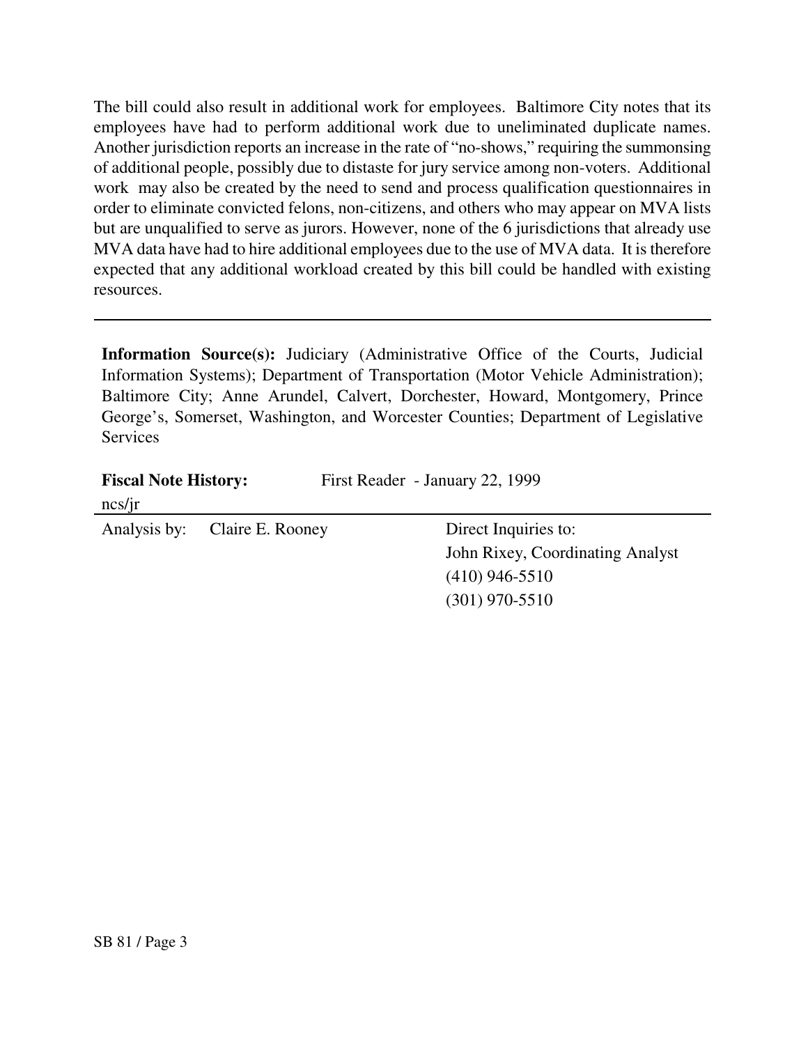The bill could also result in additional work for employees. Baltimore City notes that its employees have had to perform additional work due to uneliminated duplicate names. Another jurisdiction reports an increase in the rate of "no-shows," requiring the summonsing of additional people, possibly due to distaste for jury service among non-voters. Additional work may also be created by the need to send and process qualification questionnaires in order to eliminate convicted felons, non-citizens, and others who may appear on MVA lists but are unqualified to serve as jurors. However, none of the 6 jurisdictions that already use MVA data have had to hire additional employees due to the use of MVA data. It is therefore expected that any additional workload created by this bill could be handled with existing resources.

---

**Information Source(s):** Judiciary (Administrative Office of the Courts, Judicial Information Systems); Department of Transportation (Motor Vehicle Administration); Baltimore City; Anne Arundel, Calvert, Dorchester, Howard, Montgomery, Prince George's, Somerset, Washington, and Worcester Counties; Department of Legislative Services

**Fiscal Note History:** First Reader - January 22, 1999

ncs/jr

Analysis by: Claire E. Rooney

Direct Inquiries to:
John Rixey, Coordinating Analyst
(410) 946-5510
(301) 970-5510